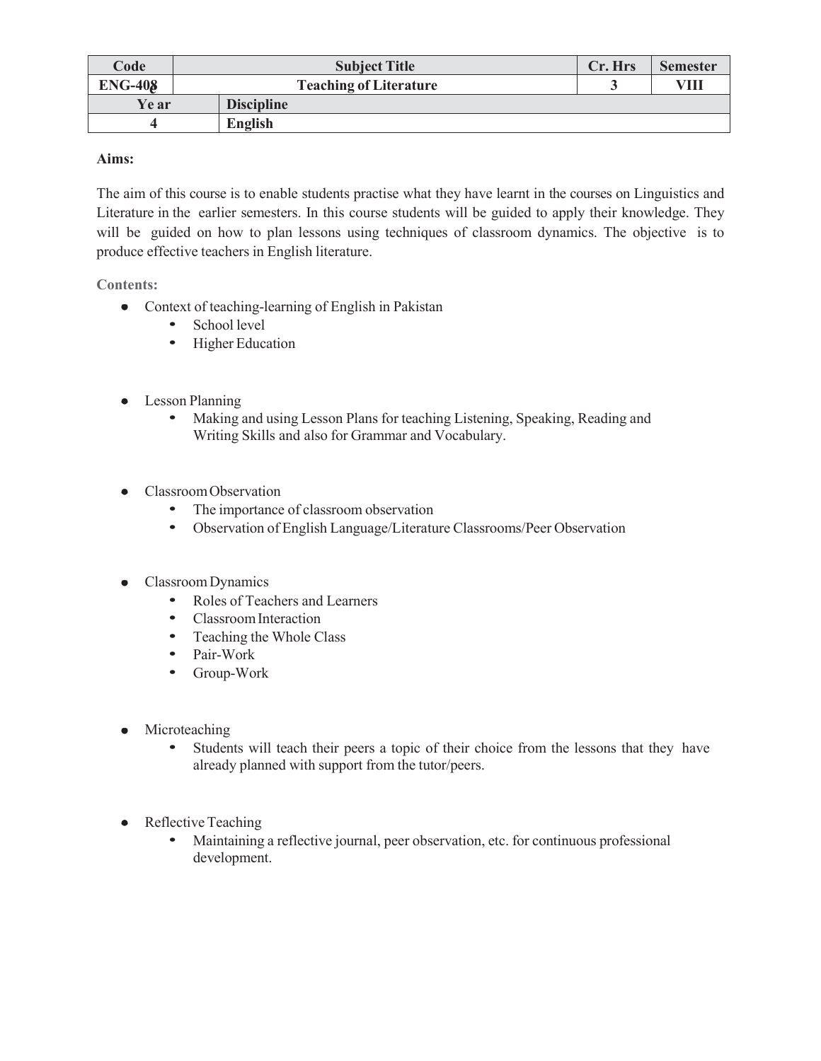| Code | Subject Title | | Cr. Hrs | Semester |
|---|---|---|---|---|
| ENG-408 | Teaching of Literature | | 3 | VIII |
| Year | Discipline | | | |
| 4 | English | | | |

**Aims:**

The aim of this course is to enable students practise what they have learnt in the courses on Linguistics and Literature in the earlier semesters. In this course students will be guided to apply their knowledge. They will be guided on how to plan lessons using techniques of classroom dynamics. The objective is to produce effective teachers in English literature.

**Contents:**

- Context of teaching-learning of English in Pakistan
  - School level
  - Higher Education

- Lesson Planning
  - Making and using Lesson Plans for teaching Listening, Speaking, Reading and Writing Skills and also for Grammar and Vocabulary.

- Classroom Observation
  - The importance of classroom observation
  - Observation of English Language/Literature Classrooms/Peer Observation

- Classroom Dynamics
  - Roles of Teachers and Learners
  - Classroom Interaction
  - Teaching the Whole Class
  - Pair-Work
  - Group-Work

- Microteaching
  - Students will teach their peers a topic of their choice from the lessons that they have already planned with support from the tutor/peers.

- Reflective Teaching
  - Maintaining a reflective journal, peer observation, etc. for continuous professional development.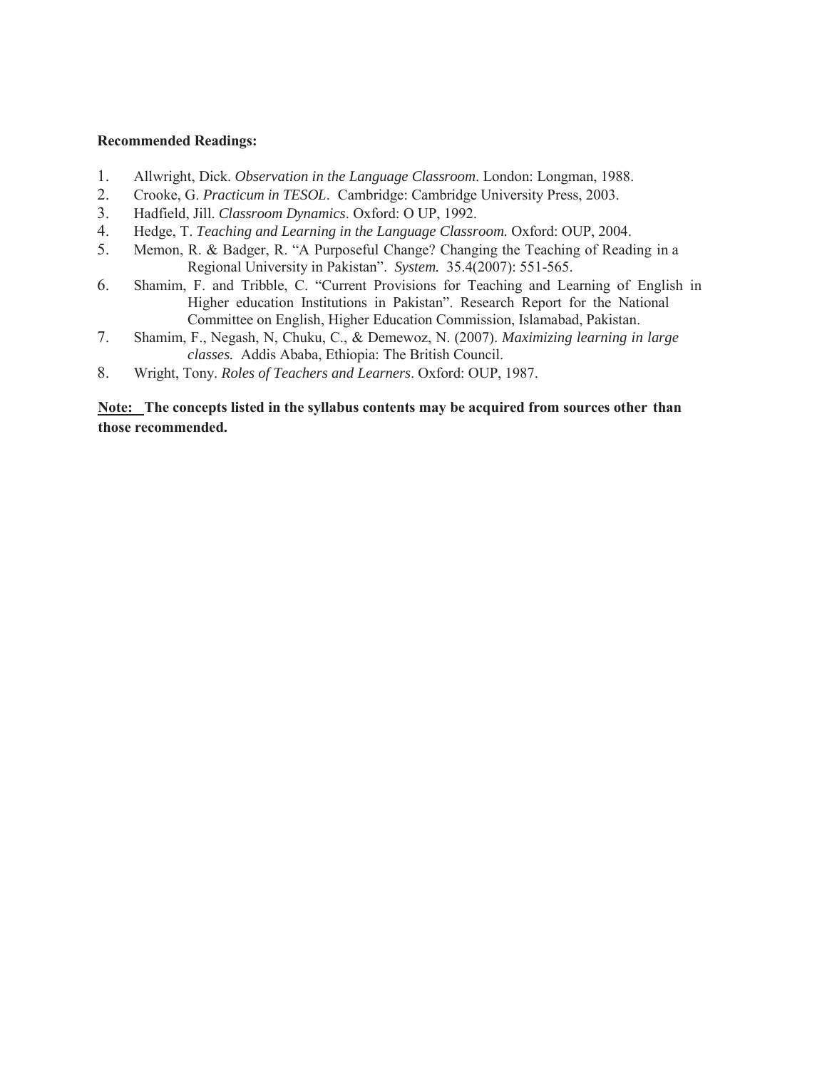**Recommended Readings:**

1. Allwright, Dick. *Observation in the Language Classroom*. London: Longman, 1988.
2. Crooke, G. *Practicum in TESOL*. Cambridge: Cambridge University Press, 2003.
3. Hadfield, Jill. *Classroom Dynamics*. Oxford: O UP, 1992.
4. Hedge, T. *Teaching and Learning in the Language Classroom.* Oxford: OUP, 2004.
5. Memon, R. & Badger, R. "A Purposeful Change? Changing the Teaching of Reading in a Regional University in Pakistan". *System.* 35.4(2007): 551-565.
6. Shamim, F. and Tribble, C. "Current Provisions for Teaching and Learning of English in Higher education Institutions in Pakistan". Research Report for the National Committee on English, Higher Education Commission, Islamabad, Pakistan.
7. Shamim, F., Negash, N, Chuku, C., & Demewoz, N. (2007). *Maximizing learning in large classes.* Addis Ababa, Ethiopia: The British Council.
8. Wright, Tony. *Roles of Teachers and Learners*. Oxford: OUP, 1987.

**Note: The concepts listed in the syllabus contents may be acquired from sources other than those recommended.**